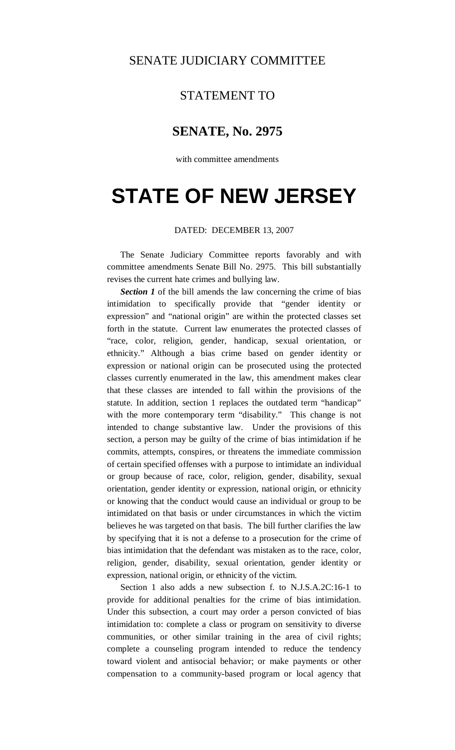SENATE JUDICIARY COMMITTEE

STATEMENT TO

**SENATE, No. 2975**

with committee amendments

# STATE OF NEW JERSEY

DATED: DECEMBER 13, 2007

The Senate Judiciary Committee reports favorably and with committee amendments Senate Bill No. 2975. This bill substantially revises the current hate crimes and bullying law.

***Section 1*** of the bill amends the law concerning the crime of bias intimidation to specifically provide that "gender identity or expression" and "national origin" are within the protected classes set forth in the statute. Current law enumerates the protected classes of "race, color, religion, gender, handicap, sexual orientation, or ethnicity." Although a bias crime based on gender identity or expression or national origin can be prosecuted using the protected classes currently enumerated in the law, this amendment makes clear that these classes are intended to fall within the provisions of the statute. In addition, section 1 replaces the outdated term "handicap" with the more contemporary term "disability." This change is not intended to change substantive law. Under the provisions of this section, a person may be guilty of the crime of bias intimidation if he commits, attempts, conspires, or threatens the immediate commission of certain specified offenses with a purpose to intimidate an individual or group because of race, color, religion, gender, disability, sexual orientation, gender identity or expression, national origin, or ethnicity or knowing that the conduct would cause an individual or group to be intimidated on that basis or under circumstances in which the victim believes he was targeted on that basis. The bill further clarifies the law by specifying that it is not a defense to a prosecution for the crime of bias intimidation that the defendant was mistaken as to the race, color, religion, gender, disability, sexual orientation, gender identity or expression, national origin, or ethnicity of the victim.

Section 1 also adds a new subsection f. to N.J.S.A.2C:16-1 to provide for additional penalties for the crime of bias intimidation. Under this subsection, a court may order a person convicted of bias intimidation to: complete a class or program on sensitivity to diverse communities, or other similar training in the area of civil rights; complete a counseling program intended to reduce the tendency toward violent and antisocial behavior; or make payments or other compensation to a community-based program or local agency that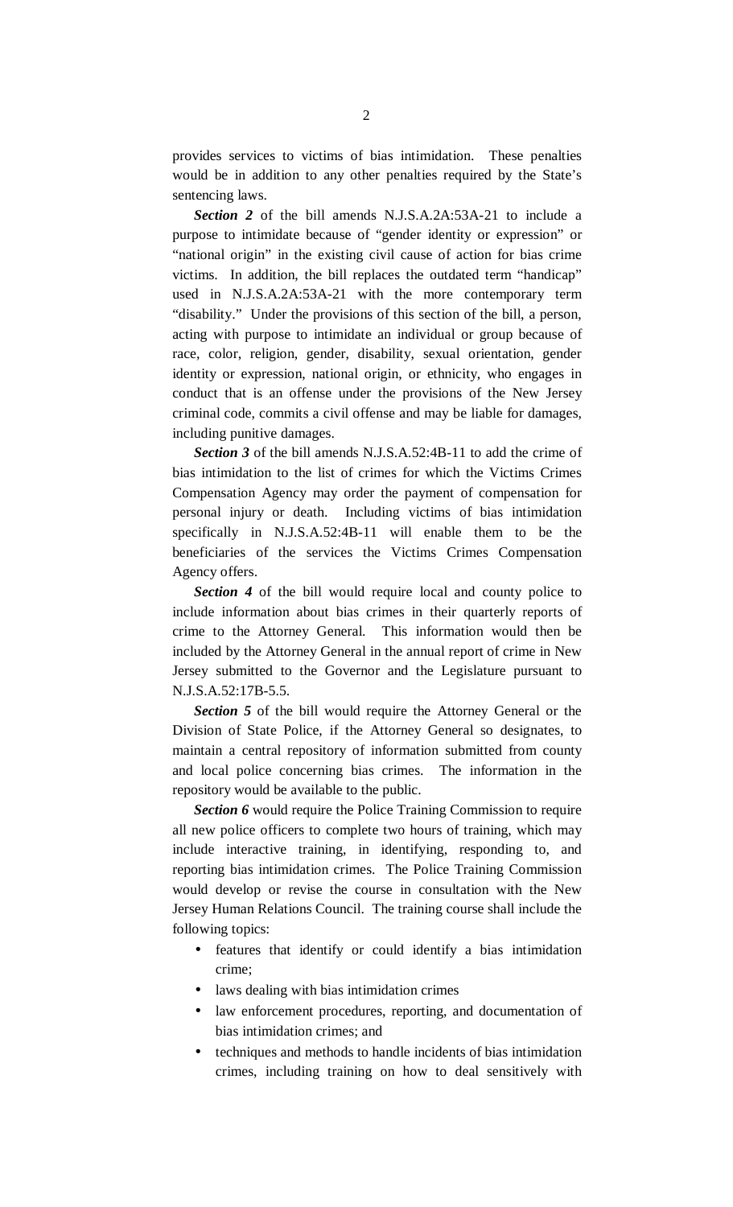provides services to victims of bias intimidation. These penalties would be in addition to any other penalties required by the State's sentencing laws.

***Section 2*** of the bill amends N.J.S.A.2A:53A-21 to include a purpose to intimidate because of "gender identity or expression" or "national origin" in the existing civil cause of action for bias crime victims. In addition, the bill replaces the outdated term "handicap" used in N.J.S.A.2A:53A-21 with the more contemporary term "disability." Under the provisions of this section of the bill, a person, acting with purpose to intimidate an individual or group because of race, color, religion, gender, disability, sexual orientation, gender identity or expression, national origin, or ethnicity, who engages in conduct that is an offense under the provisions of the New Jersey criminal code, commits a civil offense and may be liable for damages, including punitive damages.

***Section 3*** of the bill amends N.J.S.A.52:4B-11 to add the crime of bias intimidation to the list of crimes for which the Victims Crimes Compensation Agency may order the payment of compensation for personal injury or death. Including victims of bias intimidation specifically in N.J.S.A.52:4B-11 will enable them to be the beneficiaries of the services the Victims Crimes Compensation Agency offers.

***Section 4*** of the bill would require local and county police to include information about bias crimes in their quarterly reports of crime to the Attorney General. This information would then be included by the Attorney General in the annual report of crime in New Jersey submitted to the Governor and the Legislature pursuant to N.J.S.A.52:17B-5.5.

***Section 5*** of the bill would require the Attorney General or the Division of State Police, if the Attorney General so designates, to maintain a central repository of information submitted from county and local police concerning bias crimes. The information in the repository would be available to the public.

***Section 6*** would require the Police Training Commission to require all new police officers to complete two hours of training, which may include interactive training, in identifying, responding to, and reporting bias intimidation crimes. The Police Training Commission would develop or revise the course in consultation with the New Jersey Human Relations Council. The training course shall include the following topics:

- features that identify or could identify a bias intimidation crime;
- laws dealing with bias intimidation crimes
- law enforcement procedures, reporting, and documentation of bias intimidation crimes; and
- techniques and methods to handle incidents of bias intimidation crimes, including training on how to deal sensitively with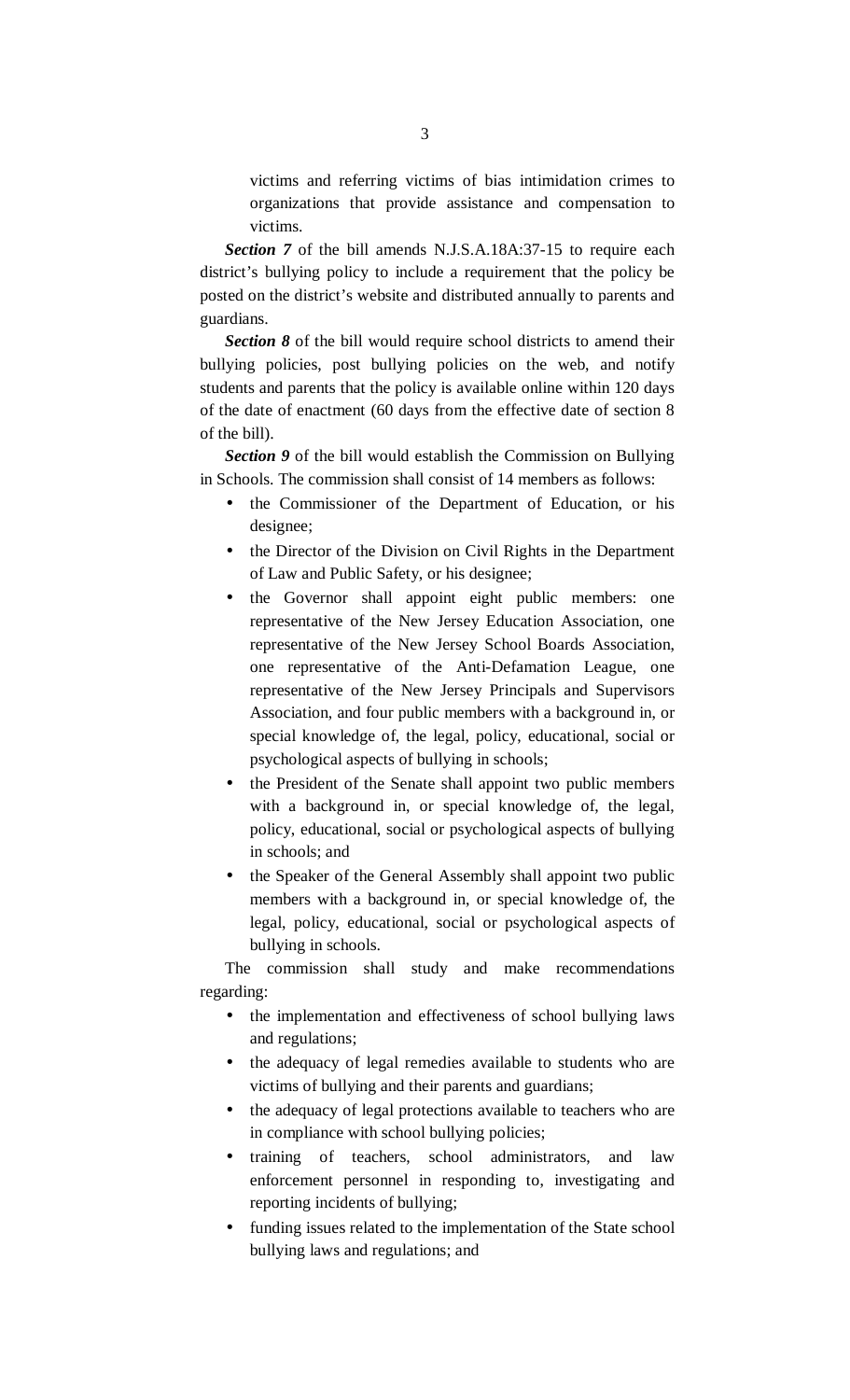victims and referring victims of bias intimidation crimes to organizations that provide assistance and compensation to victims.

***Section 7*** of the bill amends N.J.S.A.18A:37-15 to require each district's bullying policy to include a requirement that the policy be posted on the district's website and distributed annually to parents and guardians.

***Section 8*** of the bill would require school districts to amend their bullying policies, post bullying policies on the web, and notify students and parents that the policy is available online within 120 days of the date of enactment (60 days from the effective date of section 8 of the bill).

***Section 9*** of the bill would establish the Commission on Bullying in Schools. The commission shall consist of 14 members as follows:

- the Commissioner of the Department of Education, or his designee;
- the Director of the Division on Civil Rights in the Department of Law and Public Safety, or his designee;
- the Governor shall appoint eight public members: one representative of the New Jersey Education Association, one representative of the New Jersey School Boards Association, one representative of the Anti-Defamation League, one representative of the New Jersey Principals and Supervisors Association, and four public members with a background in, or special knowledge of, the legal, policy, educational, social or psychological aspects of bullying in schools;
- the President of the Senate shall appoint two public members with a background in, or special knowledge of, the legal, policy, educational, social or psychological aspects of bullying in schools; and
- the Speaker of the General Assembly shall appoint two public members with a background in, or special knowledge of, the legal, policy, educational, social or psychological aspects of bullying in schools.

The commission shall study and make recommendations regarding:

- the implementation and effectiveness of school bullying laws and regulations;
- the adequacy of legal remedies available to students who are victims of bullying and their parents and guardians;
- the adequacy of legal protections available to teachers who are in compliance with school bullying policies;
- training of teachers, school administrators, and law enforcement personnel in responding to, investigating and reporting incidents of bullying;
- funding issues related to the implementation of the State school bullying laws and regulations; and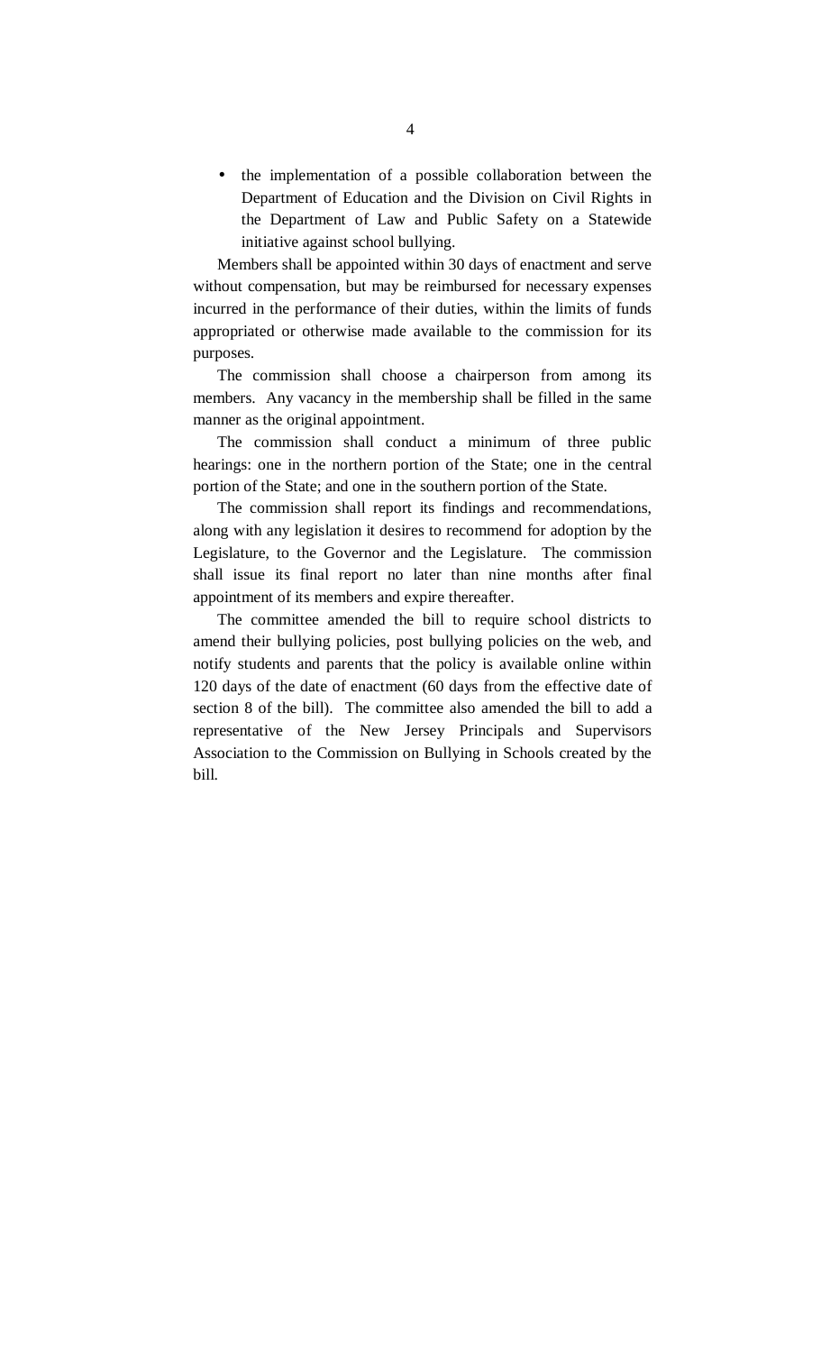- the implementation of a possible collaboration between the Department of Education and the Division on Civil Rights in the Department of Law and Public Safety on a Statewide initiative against school bullying.

Members shall be appointed within 30 days of enactment and serve without compensation, but may be reimbursed for necessary expenses incurred in the performance of their duties, within the limits of funds appropriated or otherwise made available to the commission for its purposes.

The commission shall choose a chairperson from among its members. Any vacancy in the membership shall be filled in the same manner as the original appointment.

The commission shall conduct a minimum of three public hearings: one in the northern portion of the State; one in the central portion of the State; and one in the southern portion of the State.

The commission shall report its findings and recommendations, along with any legislation it desires to recommend for adoption by the Legislature, to the Governor and the Legislature. The commission shall issue its final report no later than nine months after final appointment of its members and expire thereafter.

The committee amended the bill to require school districts to amend their bullying policies, post bullying policies on the web, and notify students and parents that the policy is available online within 120 days of the date of enactment (60 days from the effective date of section 8 of the bill). The committee also amended the bill to add a representative of the New Jersey Principals and Supervisors Association to the Commission on Bullying in Schools created by the bill.